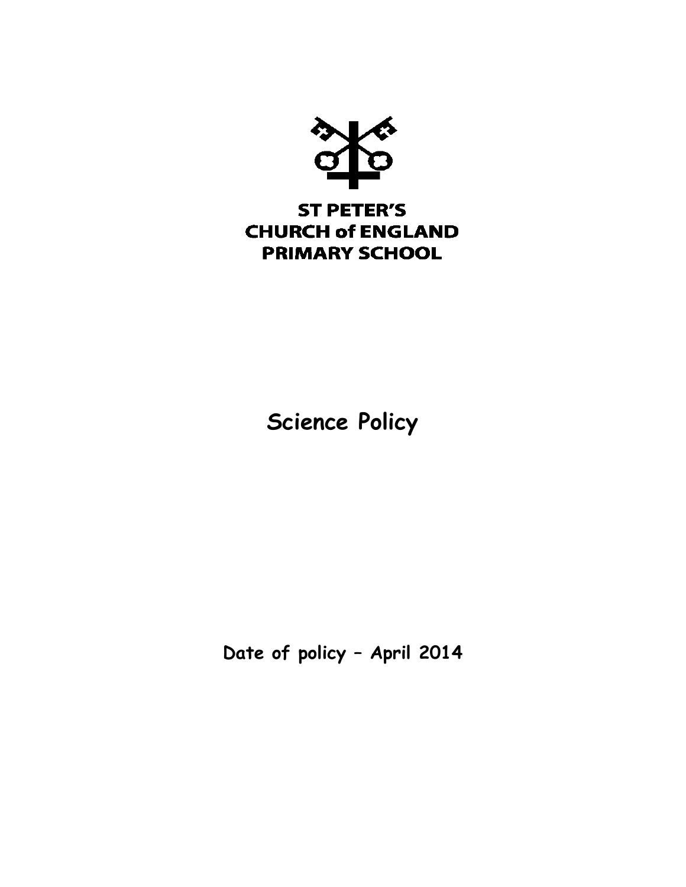**ST PETER'S**
**CHURCH of ENGLAND**
**PRIMARY SCHOOL**

# Science Policy

**Date of policy – April 2014**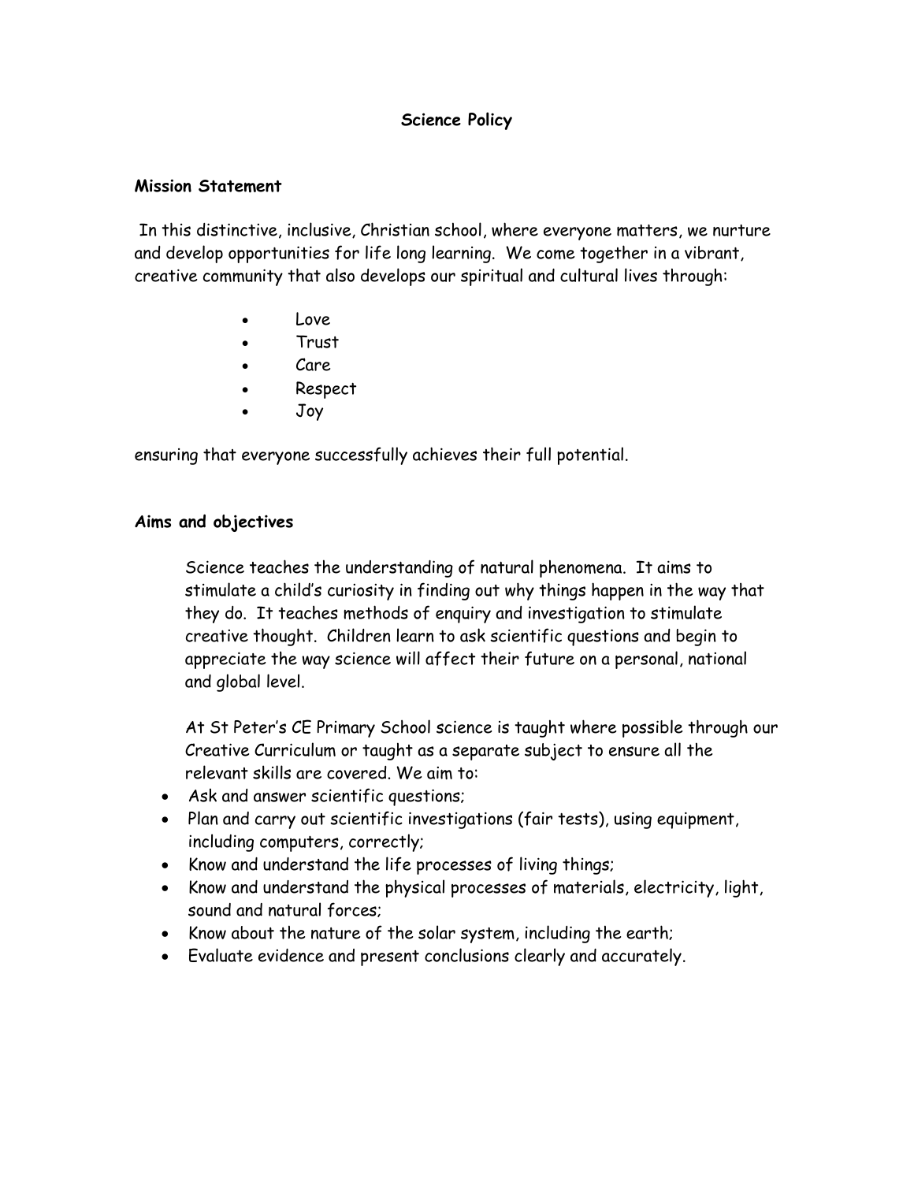# Science Policy

## Mission Statement

In this distinctive, inclusive, Christian school, where everyone matters, we nurture and develop opportunities for life long learning. We come together in a vibrant, creative community that also develops our spiritual and cultural lives through:

- Love
- Trust
- Care
- Respect
- Joy

ensuring that everyone successfully achieves their full potential.

## Aims and objectives

Science teaches the understanding of natural phenomena. It aims to stimulate a child's curiosity in finding out why things happen in the way that they do. It teaches methods of enquiry and investigation to stimulate creative thought. Children learn to ask scientific questions and begin to appreciate the way science will affect their future on a personal, national and global level.

At St Peter's CE Primary School science is taught where possible through our Creative Curriculum or taught as a separate subject to ensure all the relevant skills are covered. We aim to:

- Ask and answer scientific questions;
- Plan and carry out scientific investigations (fair tests), using equipment, including computers, correctly;
- Know and understand the life processes of living things;
- Know and understand the physical processes of materials, electricity, light, sound and natural forces;
- Know about the nature of the solar system, including the earth;
- Evaluate evidence and present conclusions clearly and accurately.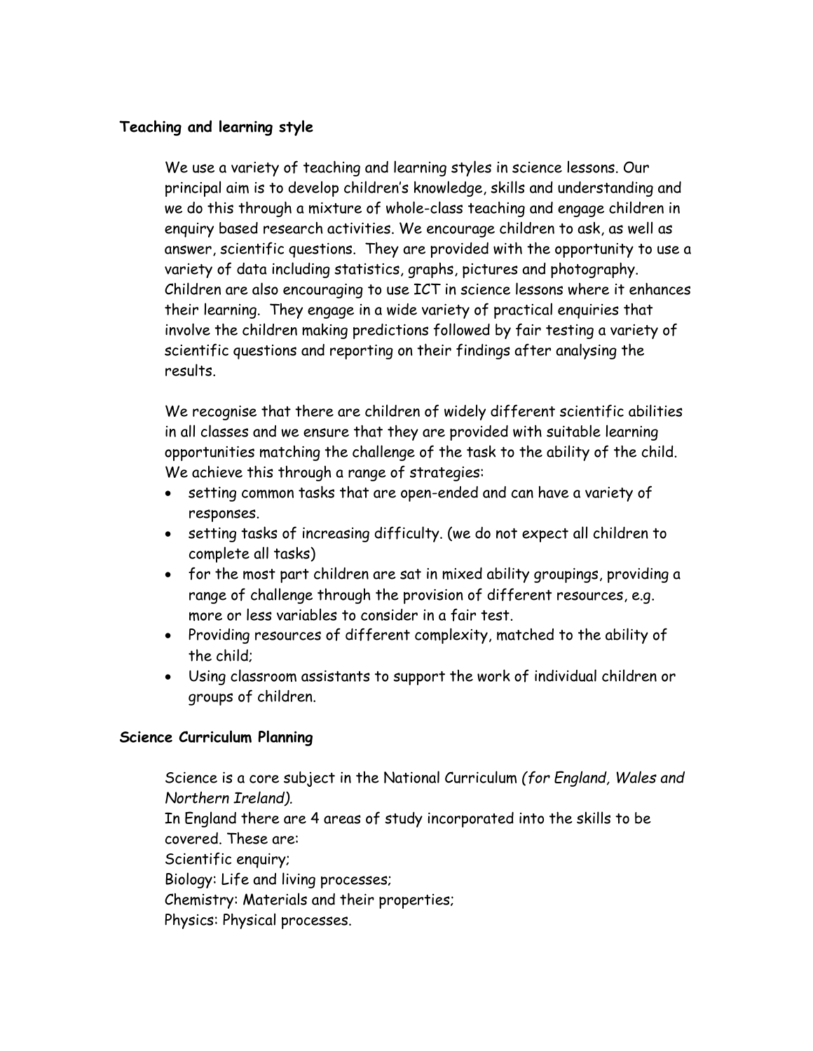**Teaching and learning style**

We use a variety of teaching and learning styles in science lessons. Our principal aim is to develop children's knowledge, skills and understanding and we do this through a mixture of whole-class teaching and engage children in enquiry based research activities. We encourage children to ask, as well as answer, scientific questions. They are provided with the opportunity to use a variety of data including statistics, graphs, pictures and photography. Children are also encouraging to use ICT in science lessons where it enhances their learning. They engage in a wide variety of practical enquiries that involve the children making predictions followed by fair testing a variety of scientific questions and reporting on their findings after analysing the results.

We recognise that there are children of widely different scientific abilities in all classes and we ensure that they are provided with suitable learning opportunities matching the challenge of the task to the ability of the child. We achieve this through a range of strategies:

- setting common tasks that are open-ended and can have a variety of responses.
- setting tasks of increasing difficulty. (we do not expect all children to complete all tasks)
- for the most part children are sat in mixed ability groupings, providing a range of challenge through the provision of different resources, e.g. more or less variables to consider in a fair test.
- Providing resources of different complexity, matched to the ability of the child;
- Using classroom assistants to support the work of individual children or groups of children.

**Science Curriculum Planning**

Science is a core subject in the National Curriculum *(for England, Wales and Northern Ireland).*
In England there are 4 areas of study incorporated into the skills to be covered. These are:
Scientific enquiry;
Biology: Life and living processes;
Chemistry: Materials and their properties;
Physics: Physical processes.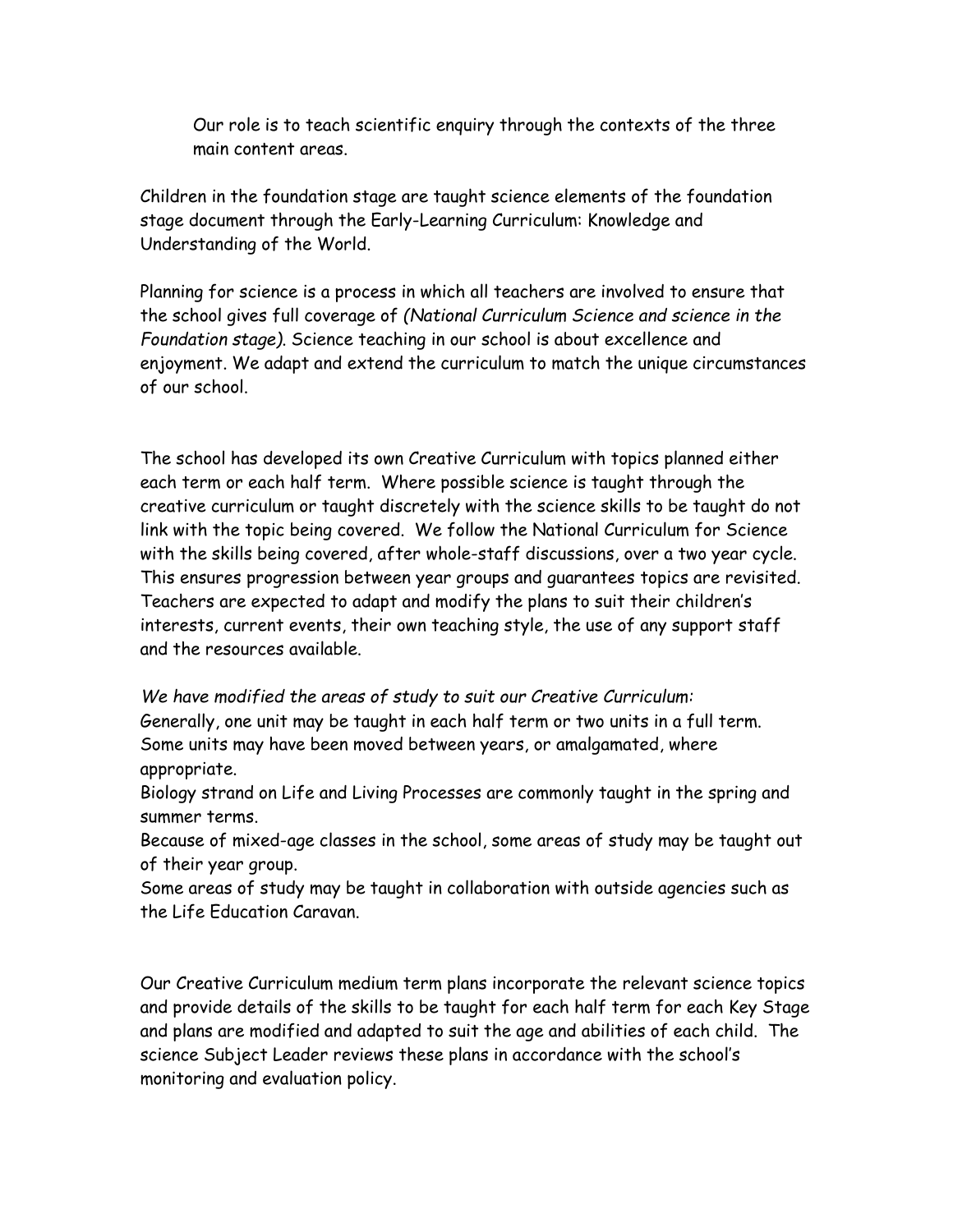Our role is to teach scientific enquiry through the contexts of the three main content areas.

Children in the foundation stage are taught science elements of the foundation stage document through the Early-Learning Curriculum: Knowledge and Understanding of the World.

Planning for science is a process in which all teachers are involved to ensure that the school gives full coverage of *(National Curriculum Science and science in the Foundation stage).* Science teaching in our school is about excellence and enjoyment. We adapt and extend the curriculum to match the unique circumstances of our school.

The school has developed its own Creative Curriculum with topics planned either each term or each half term. Where possible science is taught through the creative curriculum or taught discretely with the science skills to be taught do not link with the topic being covered. We follow the National Curriculum for Science with the skills being covered, after whole-staff discussions, over a two year cycle. This ensures progression between year groups and guarantees topics are revisited. Teachers are expected to adapt and modify the plans to suit their children's interests, current events, their own teaching style, the use of any support staff and the resources available.

*We have modified the areas of study to suit our Creative Curriculum:*
Generally, one unit may be taught in each half term or two units in a full term.
Some units may have been moved between years, or amalgamated, where appropriate.
Biology strand on Life and Living Processes are commonly taught in the spring and summer terms.
Because of mixed-age classes in the school, some areas of study may be taught out of their year group.
Some areas of study may be taught in collaboration with outside agencies such as the Life Education Caravan.

Our Creative Curriculum medium term plans incorporate the relevant science topics and provide details of the skills to be taught for each half term for each Key Stage and plans are modified and adapted to suit the age and abilities of each child. The science Subject Leader reviews these plans in accordance with the school's monitoring and evaluation policy.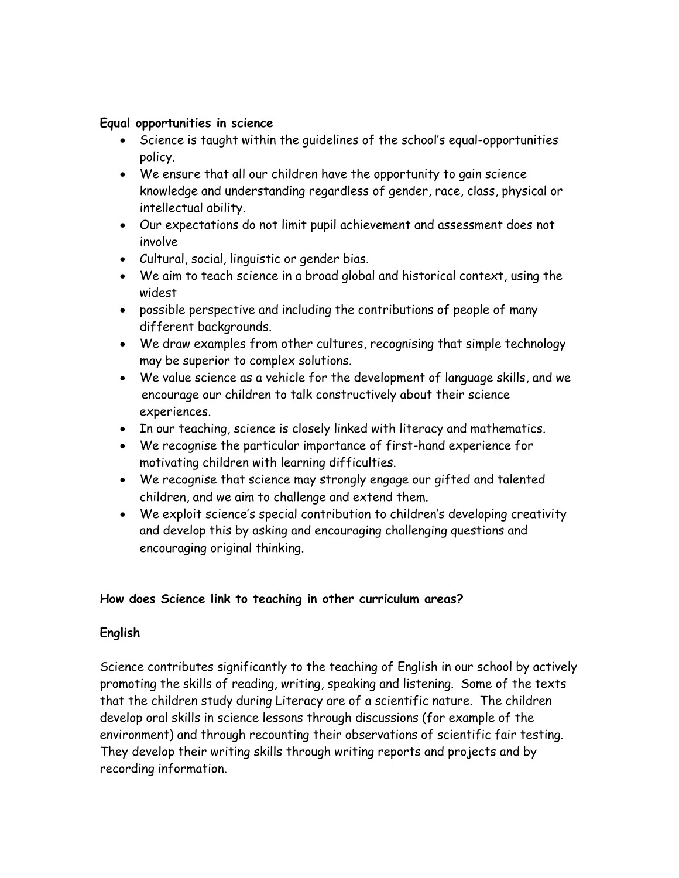**Equal opportunities in science**

- Science is taught within the guidelines of the school's equal-opportunities policy.
- We ensure that all our children have the opportunity to gain science knowledge and understanding regardless of gender, race, class, physical or intellectual ability.
- Our expectations do not limit pupil achievement and assessment does not involve
- Cultural, social, linguistic or gender bias.
- We aim to teach science in a broad global and historical context, using the widest
- possible perspective and including the contributions of people of many different backgrounds.
- We draw examples from other cultures, recognising that simple technology may be superior to complex solutions.
- We value science as a vehicle for the development of language skills, and we encourage our children to talk constructively about their science experiences.
- In our teaching, science is closely linked with literacy and mathematics.
- We recognise the particular importance of first-hand experience for motivating children with learning difficulties.
- We recognise that science may strongly engage our gifted and talented children, and we aim to challenge and extend them.
- We exploit science's special contribution to children's developing creativity and develop this by asking and encouraging challenging questions and encouraging original thinking.

**How does Science link to teaching in other curriculum areas?**

**English**

Science contributes significantly to the teaching of English in our school by actively promoting the skills of reading, writing, speaking and listening. Some of the texts that the children study during Literacy are of a scientific nature. The children develop oral skills in science lessons through discussions (for example of the environment) and through recounting their observations of scientific fair testing. They develop their writing skills through writing reports and projects and by recording information.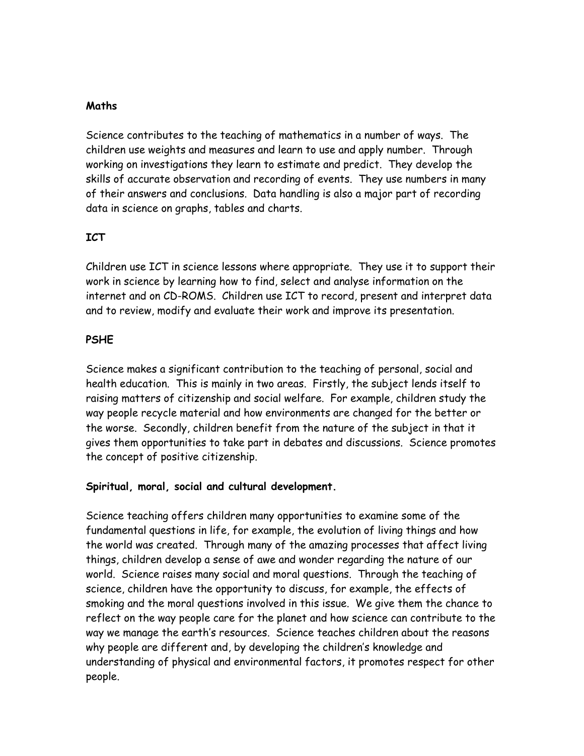**Maths**

Science contributes to the teaching of mathematics in a number of ways. The children use weights and measures and learn to use and apply number. Through working on investigations they learn to estimate and predict. They develop the skills of accurate observation and recording of events. They use numbers in many of their answers and conclusions. Data handling is also a major part of recording data in science on graphs, tables and charts.

**ICT**

Children use ICT in science lessons where appropriate. They use it to support their work in science by learning how to find, select and analyse information on the internet and on CD-ROMS. Children use ICT to record, present and interpret data and to review, modify and evaluate their work and improve its presentation.

**PSHE**

Science makes a significant contribution to the teaching of personal, social and health education. This is mainly in two areas. Firstly, the subject lends itself to raising matters of citizenship and social welfare. For example, children study the way people recycle material and how environments are changed for the better or the worse. Secondly, children benefit from the nature of the subject in that it gives them opportunities to take part in debates and discussions. Science promotes the concept of positive citizenship.

**Spiritual, moral, social and cultural development.**

Science teaching offers children many opportunities to examine some of the fundamental questions in life, for example, the evolution of living things and how the world was created. Through many of the amazing processes that affect living things, children develop a sense of awe and wonder regarding the nature of our world. Science raises many social and moral questions. Through the teaching of science, children have the opportunity to discuss, for example, the effects of smoking and the moral questions involved in this issue. We give them the chance to reflect on the way people care for the planet and how science can contribute to the way we manage the earth's resources. Science teaches children about the reasons why people are different and, by developing the children's knowledge and understanding of physical and environmental factors, it promotes respect for other people.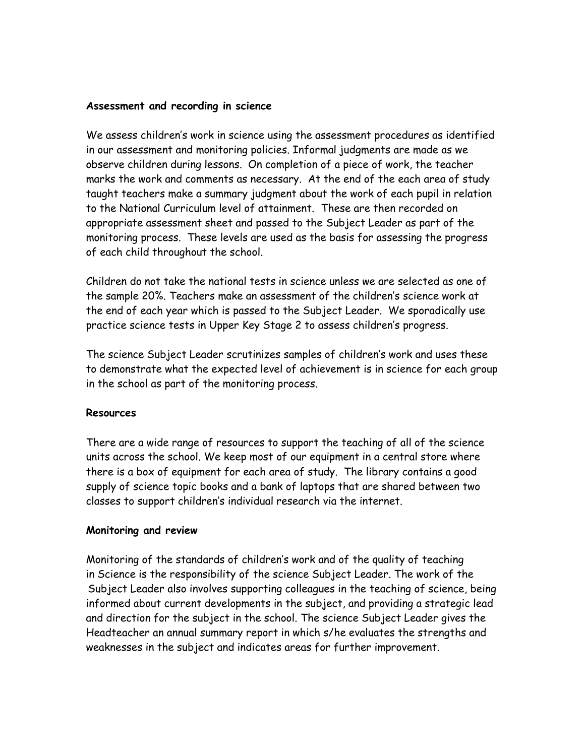**Assessment and recording in science**

We assess children's work in science using the assessment procedures as identified in our assessment and monitoring policies. Informal judgments are made as we observe children during lessons. On completion of a piece of work, the teacher marks the work and comments as necessary. At the end of the each area of study taught teachers make a summary judgment about the work of each pupil in relation to the National Curriculum level of attainment. These are then recorded on appropriate assessment sheet and passed to the Subject Leader as part of the monitoring process. These levels are used as the basis for assessing the progress of each child throughout the school.

Children do not take the national tests in science unless we are selected as one of the sample 20%. Teachers make an assessment of the children's science work at the end of each year which is passed to the Subject Leader. We sporadically use practice science tests in Upper Key Stage 2 to assess children's progress.

The science Subject Leader scrutinizes samples of children's work and uses these to demonstrate what the expected level of achievement is in science for each group in the school as part of the monitoring process.

**Resources**

There are a wide range of resources to support the teaching of all of the science units across the school. We keep most of our equipment in a central store where there is a box of equipment for each area of study. The library contains a good supply of science topic books and a bank of laptops that are shared between two classes to support children's individual research via the internet.

**Monitoring and review**

Monitoring of the standards of children's work and of the quality of teaching in Science is the responsibility of the science Subject Leader. The work of the Subject Leader also involves supporting colleagues in the teaching of science, being informed about current developments in the subject, and providing a strategic lead and direction for the subject in the school. The science Subject Leader gives the Headteacher an annual summary report in which s/he evaluates the strengths and weaknesses in the subject and indicates areas for further improvement.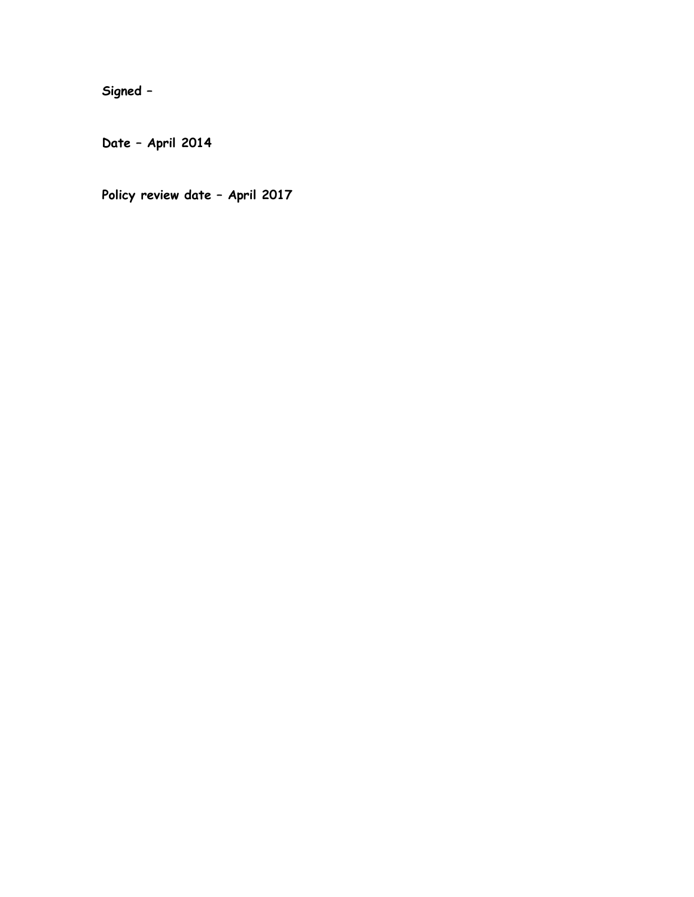**Signed –**

**Date – April 2014**

**Policy review date – April 2017**